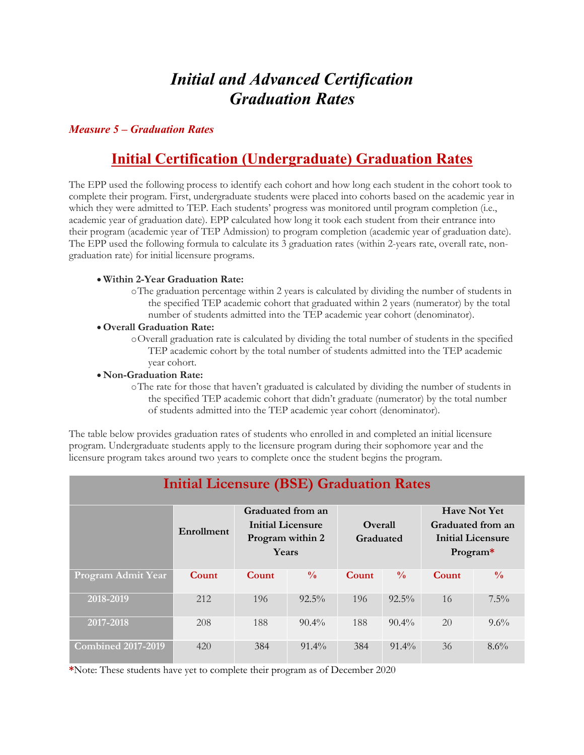# *Initial and Advanced Certification Graduation Rates*

### *Measure 5 – Graduation Rates*

## Initial Certification (Undergraduate) Graduation Rates

The EPP used the following process to identify each cohort and how long each student in the cohort took to complete their program. First, undergraduate students were placed into cohorts based on the academic year in which they were admitted to TEP. Each students' progress was monitored until program completion (i.e., academic year of graduation date). EPP calculated how long it took each student from their entrance into their program (academic year of TEP Admission) to program completion (academic year of graduation date). The EPP used the following formula to calculate its 3 graduation rates (within 2-years rate, overall rate, non-graduation rate) for initial licensure programs.

- **Within 2-Year Graduation Rate:**
  - The graduation percentage within 2 years is calculated by dividing the number of students in the specified TEP academic cohort that graduated within 2 years (numerator) by the total number of students admitted into the TEP academic year cohort (denominator).
- **Overall Graduation Rate:**
  - Overall graduation rate is calculated by dividing the total number of students in the specified TEP academic cohort by the total number of students admitted into the TEP academic year cohort.
- **Non-Graduation Rate:**
  - The rate for those that haven't graduated is calculated by dividing the number of students in the specified TEP academic cohort that didn't graduate (numerator) by the total number of students admitted into the TEP academic year cohort (denominator).

The table below provides graduation rates of students who enrolled in and completed an initial licensure program. Undergraduate students apply to the licensure program during their sophomore year and the licensure program takes around two years to complete once the student begins the program.

**Initial Licensure (BSE) Graduation Rates**

| | Enrollment | Graduated from an Initial Licensure Program within 2 Years | | Overall Graduated | | Have Not Yet Graduated from an Initial Licensure Program* | |
|---|---|---|---|---|---|---|---|
| **Program Admit Year** | **Count** | **Count** | **%** | **Count** | **%** | **Count** | **%** |
| **2018-2019** | 212 | 196 | 92.5% | 196 | 92.5% | 16 | 7.5% |
| **2017-2018** | 208 | 188 | 90.4% | 188 | 90.4% | 20 | 9.6% |
| **Combined 2017-2019** | 420 | 384 | 91.4% | 384 | 91.4% | 36 | 8.6% |

*Note: These students have yet to complete their program as of December 2020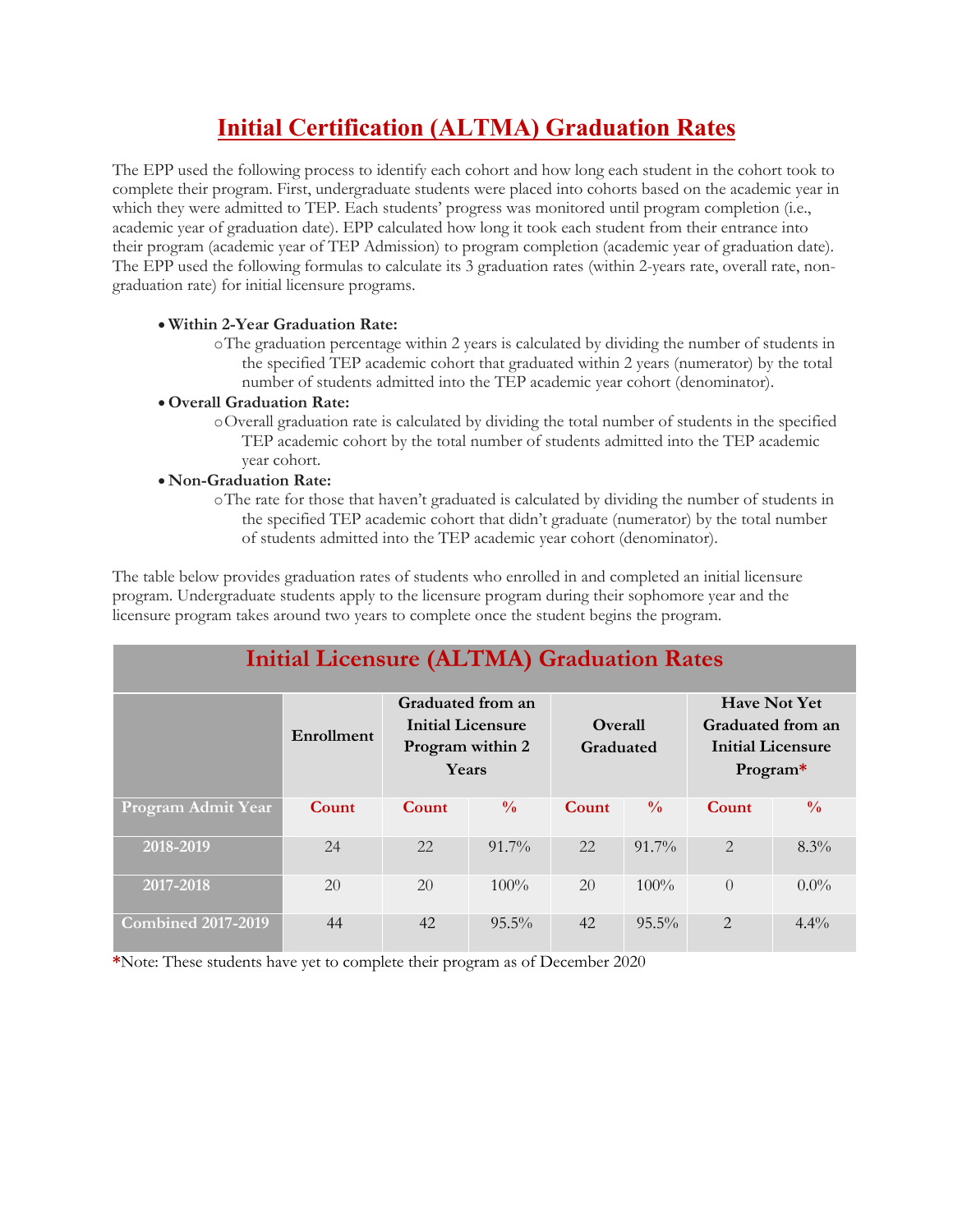# Initial Certification (ALTMA) Graduation Rates

The EPP used the following process to identify each cohort and how long each student in the cohort took to complete their program. First, undergraduate students were placed into cohorts based on the academic year in which they were admitted to TEP. Each students' progress was monitored until program completion (i.e., academic year of graduation date). EPP calculated how long it took each student from their entrance into their program (academic year of TEP Admission) to program completion (academic year of graduation date). The EPP used the following formulas to calculate its 3 graduation rates (within 2-years rate, overall rate, non-graduation rate) for initial licensure programs.

- **Within 2-Year Graduation Rate:**
  - The graduation percentage within 2 years is calculated by dividing the number of students in the specified TEP academic cohort that graduated within 2 years (numerator) by the total number of students admitted into the TEP academic year cohort (denominator).
- **Overall Graduation Rate:**
  - Overall graduation rate is calculated by dividing the total number of students in the specified TEP academic cohort by the total number of students admitted into the TEP academic year cohort.
- **Non-Graduation Rate:**
  - The rate for those that haven't graduated is calculated by dividing the number of students in the specified TEP academic cohort that didn't graduate (numerator) by the total number of students admitted into the TEP academic year cohort (denominator).

The table below provides graduation rates of students who enrolled in and completed an initial licensure program. Undergraduate students apply to the licensure program during their sophomore year and the licensure program takes around two years to complete once the student begins the program.

| Initial Licensure (ALTMA) Graduation Rates | | | | | | | |
|---|---|---|---|---|---|---|---|
| | Enrollment | Graduated from an Initial Licensure Program within 2 Years | | Overall Graduated | | Have Not Yet Graduated from an Initial Licensure Program* | |
| Program Admit Year | Count | Count | % | Count | % | Count | % |
| 2018-2019 | 24 | 22 | 91.7% | 22 | 91.7% | 2 | 8.3% |
| 2017-2018 | 20 | 20 | 100% | 20 | 100% | 0 | 0.0% |
| Combined 2017-2019 | 44 | 42 | 95.5% | 42 | 95.5% | 2 | 4.4% |

*Note: These students have yet to complete their program as of December 2020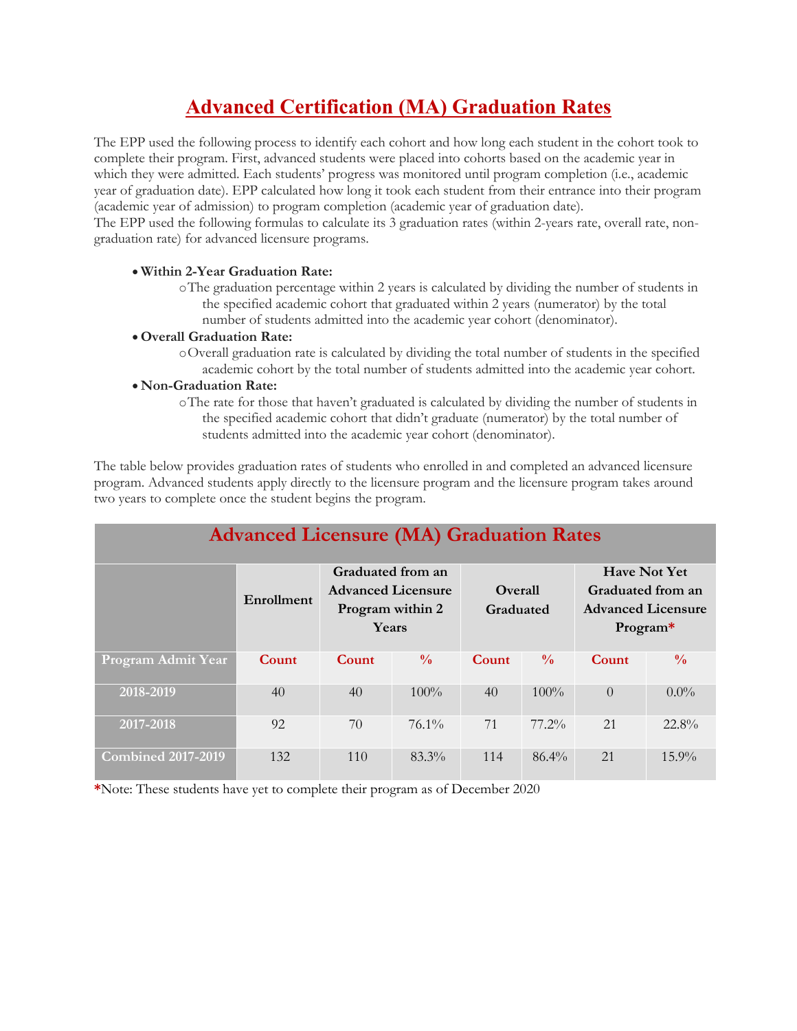# Advanced Certification (MA) Graduation Rates

The EPP used the following process to identify each cohort and how long each student in the cohort took to complete their program. First, advanced students were placed into cohorts based on the academic year in which they were admitted. Each students' progress was monitored until program completion (i.e., academic year of graduation date). EPP calculated how long it took each student from their entrance into their program (academic year of admission) to program completion (academic year of graduation date).
The EPP used the following formulas to calculate its 3 graduation rates (within 2-years rate, overall rate, non-graduation rate) for advanced licensure programs.

- **Within 2-Year Graduation Rate:**
  - The graduation percentage within 2 years is calculated by dividing the number of students in the specified academic cohort that graduated within 2 years (numerator) by the total number of students admitted into the academic year cohort (denominator).
- **Overall Graduation Rate:**
  - Overall graduation rate is calculated by dividing the total number of students in the specified academic cohort by the total number of students admitted into the academic year cohort.
- **Non-Graduation Rate:**
  - The rate for those that haven't graduated is calculated by dividing the number of students in the specified academic cohort that didn't graduate (numerator) by the total number of students admitted into the academic year cohort (denominator).

The table below provides graduation rates of students who enrolled in and completed an advanced licensure program. Advanced students apply directly to the licensure program and the licensure program takes around two years to complete once the student begins the program.

**Advanced Licensure (MA) Graduation Rates**

| | Enrollment | Graduated from an Advanced Licensure Program within 2 Years | | Overall Graduated | | Have Not Yet Graduated from an Advanced Licensure Program* | |
|---|---|---|---|---|---|---|---|
| **Program Admit Year** | **Count** | **Count** | **%** | **Count** | **%** | **Count** | **%** |
| **2018-2019** | 40 | 40 | 100% | 40 | 100% | 0 | 0.0% |
| **2017-2018** | 92 | 70 | 76.1% | 71 | 77.2% | 21 | 22.8% |
| **Combined 2017-2019** | 132 | 110 | 83.3% | 114 | 86.4% | 21 | 15.9% |

*Note: These students have yet to complete their program as of December 2020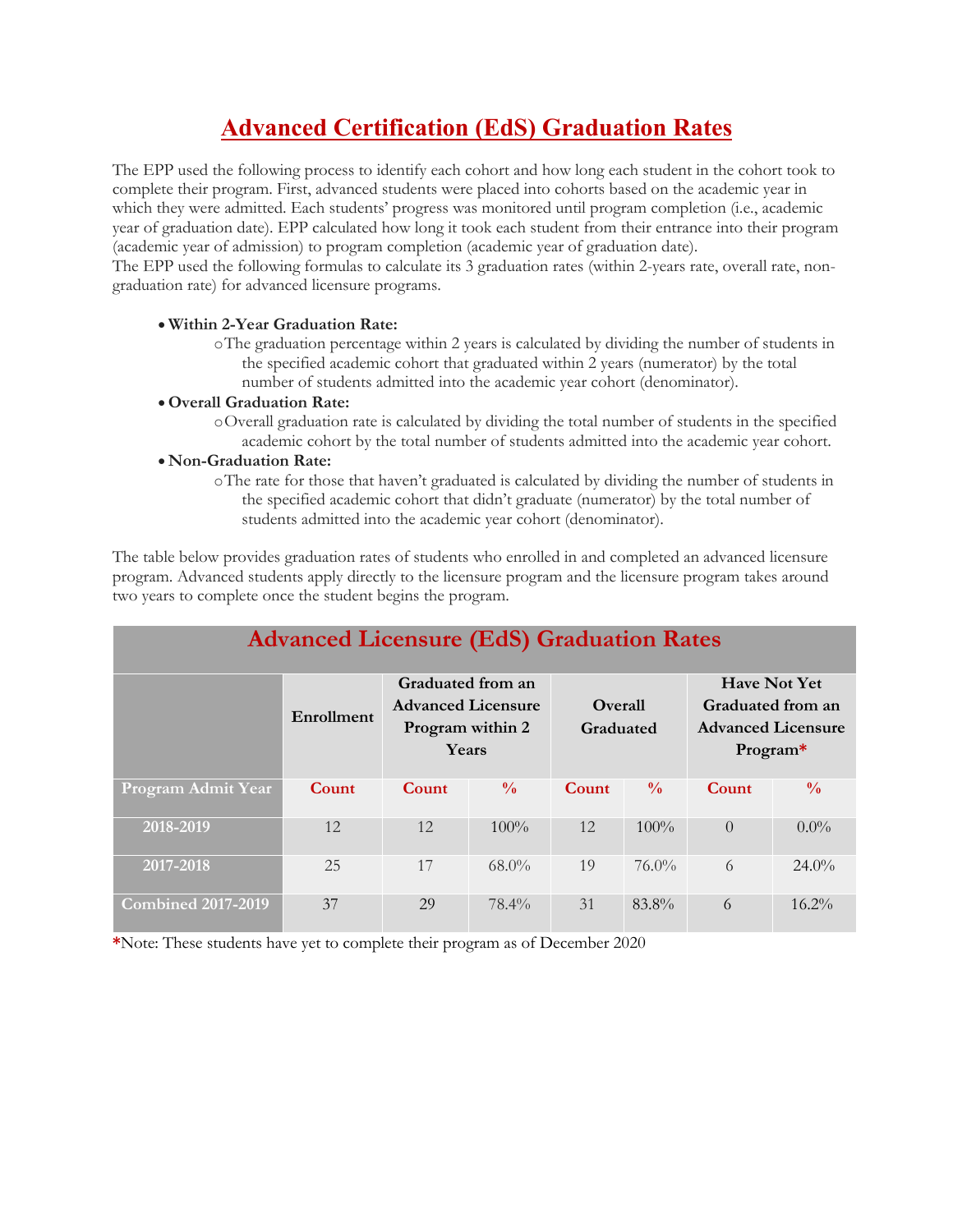# Advanced Certification (EdS) Graduation Rates

The EPP used the following process to identify each cohort and how long each student in the cohort took to complete their program. First, advanced students were placed into cohorts based on the academic year in which they were admitted. Each students' progress was monitored until program completion (i.e., academic year of graduation date). EPP calculated how long it took each student from their entrance into their program (academic year of admission) to program completion (academic year of graduation date).
The EPP used the following formulas to calculate its 3 graduation rates (within 2-years rate, overall rate, non-graduation rate) for advanced licensure programs.

- **Within 2-Year Graduation Rate:**
  - The graduation percentage within 2 years is calculated by dividing the number of students in the specified academic cohort that graduated within 2 years (numerator) by the total number of students admitted into the academic year cohort (denominator).
- **Overall Graduation Rate:**
  - Overall graduation rate is calculated by dividing the total number of students in the specified academic cohort by the total number of students admitted into the academic year cohort.
- **Non-Graduation Rate:**
  - The rate for those that haven't graduated is calculated by dividing the number of students in the specified academic cohort that didn't graduate (numerator) by the total number of students admitted into the academic year cohort (denominator).

The table below provides graduation rates of students who enrolled in and completed an advanced licensure program. Advanced students apply directly to the licensure program and the licensure program takes around two years to complete once the student begins the program.

**Advanced Licensure (EdS) Graduation Rates**

| | Enrollment | Graduated from an Advanced Licensure Program within 2 Years | | Overall Graduated | | Have Not Yet Graduated from an Advanced Licensure Program* | |
|---|---|---|---|---|---|---|---|
| Program Admit Year | Count | Count | % | Count | % | Count | % |
| 2018-2019 | 12 | 12 | 100% | 12 | 100% | 0 | 0.0% |
| 2017-2018 | 25 | 17 | 68.0% | 19 | 76.0% | 6 | 24.0% |
| Combined 2017-2019 | 37 | 29 | 78.4% | 31 | 83.8% | 6 | 16.2% |

*Note: These students have yet to complete their program as of December 2020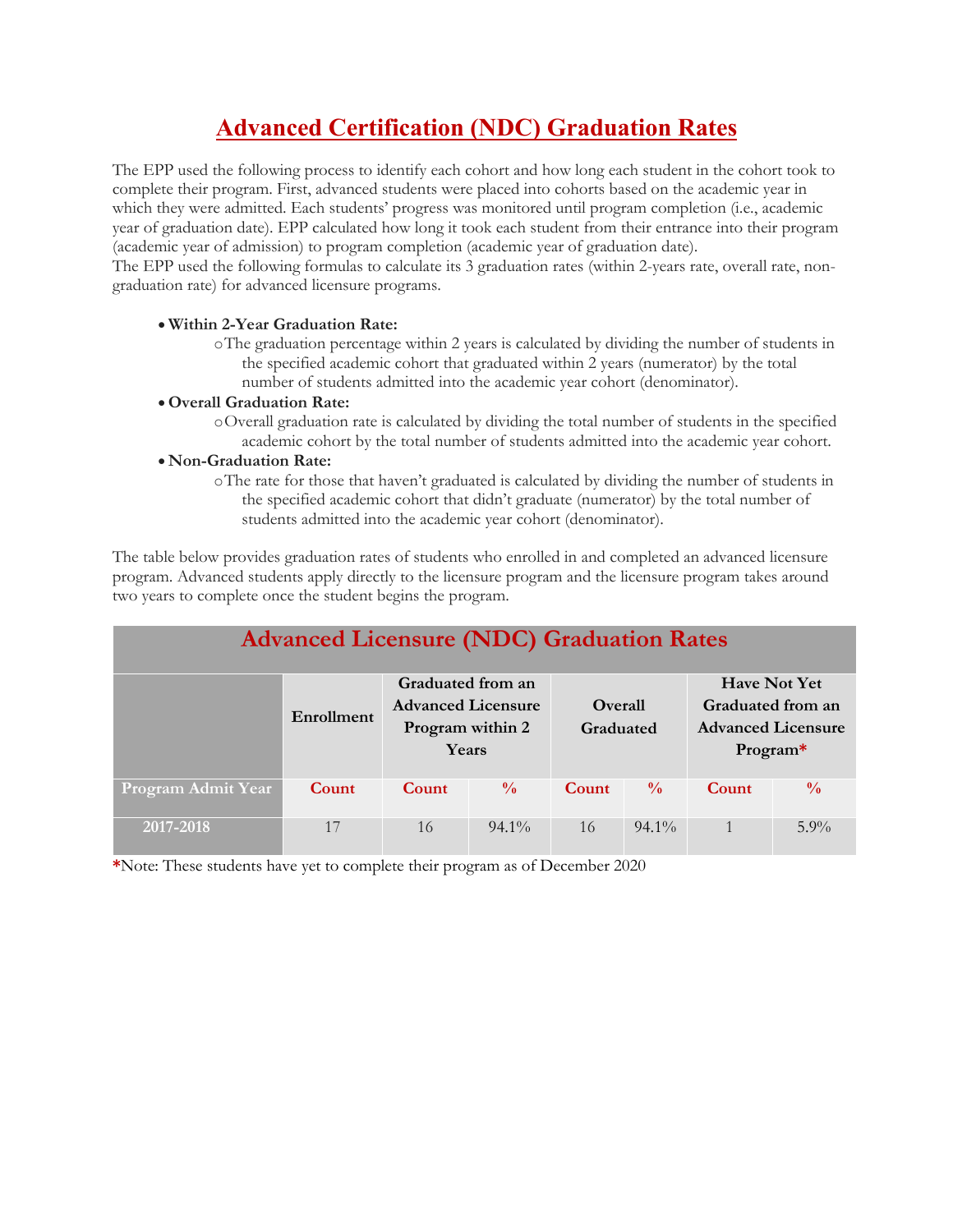# Advanced Certification (NDC) Graduation Rates

The EPP used the following process to identify each cohort and how long each student in the cohort took to complete their program. First, advanced students were placed into cohorts based on the academic year in which they were admitted. Each students' progress was monitored until program completion (i.e., academic year of graduation date). EPP calculated how long it took each student from their entrance into their program (academic year of admission) to program completion (academic year of graduation date).
The EPP used the following formulas to calculate its 3 graduation rates (within 2-years rate, overall rate, non-graduation rate) for advanced licensure programs.

- **Within 2-Year Graduation Rate:**
  - The graduation percentage within 2 years is calculated by dividing the number of students in the specified academic cohort that graduated within 2 years (numerator) by the total number of students admitted into the academic year cohort (denominator).
- **Overall Graduation Rate:**
  - Overall graduation rate is calculated by dividing the total number of students in the specified academic cohort by the total number of students admitted into the academic year cohort.
- **Non-Graduation Rate:**
  - The rate for those that haven't graduated is calculated by dividing the number of students in the specified academic cohort that didn't graduate (numerator) by the total number of students admitted into the academic year cohort (denominator).

The table below provides graduation rates of students who enrolled in and completed an advanced licensure program. Advanced students apply directly to the licensure program and the licensure program takes around two years to complete once the student begins the program.

**Advanced Licensure (NDC) Graduation Rates**

| | Enrollment | Graduated from an Advanced Licensure Program within 2 Years | | Overall Graduated | | Have Not Yet Graduated from an Advanced Licensure Program* | |
|---|---|---|---|---|---|---|---|
| Program Admit Year | Count | Count | % | Count | % | Count | % |
| 2017-2018 | 17 | 16 | 94.1% | 16 | 94.1% | 1 | 5.9% |

*Note: These students have yet to complete their program as of December 2020